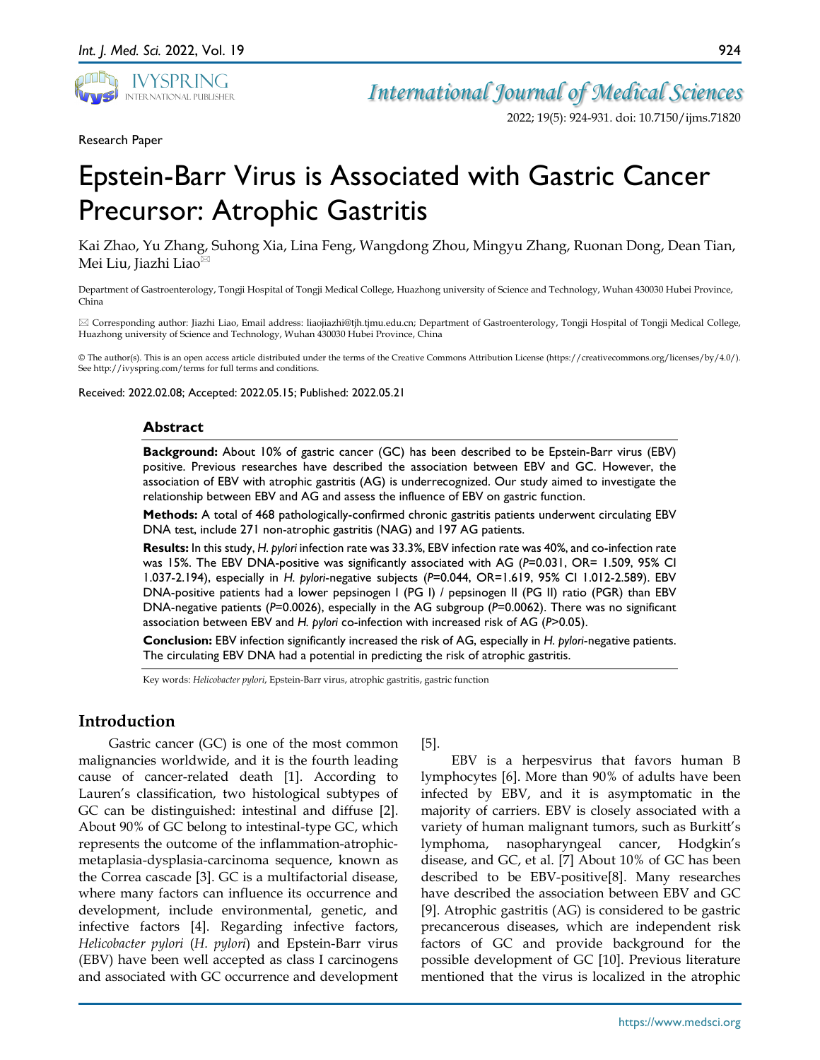Research Paper

# Epstein-Barr Virus is Associated with Gastric Cancer Precursor: Atrophic Gastritis

Kai Zhao, Yu Zhang, Suhong Xia, Lina Feng, Wangdong Zhou, Mingyu Zhang, Ruonan Dong, Dean Tian, Mei Liu, Jiazhi Liao✉

Department of Gastroenterology, Tongji Hospital of Tongji Medical College, Huazhong university of Science and Technology, Wuhan 430030 Hubei Province, China

✉ Corresponding author: Jiazhi Liao, Email address: liaojiazhi@tjh.tjmu.edu.cn; Department of Gastroenterology, Tongji Hospital of Tongji Medical College, Huazhong university of Science and Technology, Wuhan 430030 Hubei Province, China

© The author(s). This is an open access article distributed under the terms of the Creative Commons Attribution License (https://creativecommons.org/licenses/by/4.0/). See http://ivyspring.com/terms for full terms and conditions.

Received: 2022.02.08; Accepted: 2022.05.15; Published: 2022.05.21

## Abstract

**Background:** About 10% of gastric cancer (GC) has been described to be Epstein-Barr virus (EBV) positive. Previous researches have described the association between EBV and GC. However, the association of EBV with atrophic gastritis (AG) is underrecognized. Our study aimed to investigate the relationship between EBV and AG and assess the influence of EBV on gastric function.

**Methods:** A total of 468 pathologically-confirmed chronic gastritis patients underwent circulating EBV DNA test, include 271 non-atrophic gastritis (NAG) and 197 AG patients.

**Results:** In this study, *H. pylori* infection rate was 33.3%, EBV infection rate was 40%, and co-infection rate was 15%. The EBV DNA-positive was significantly associated with AG (*P*=0.031, OR= 1.509, 95% CI 1.037-2.194), especially in *H. pylori*-negative subjects (*P*=0.044, OR=1.619, 95% CI 1.012-2.589). EBV DNA-positive patients had a lower pepsinogen I (PG I) / pepsinogen II (PG II) ratio (PGR) than EBV DNA-negative patients (*P*=0.0026), especially in the AG subgroup (*P*=0.0062). There was no significant association between EBV and *H. pylori* co-infection with increased risk of AG (*P*>0.05).

**Conclusion:** EBV infection significantly increased the risk of AG, especially in *H. pylori*-negative patients. The circulating EBV DNA had a potential in predicting the risk of atrophic gastritis.

Key words: *Helicobacter pylori*, Epstein-Barr virus, atrophic gastritis, gastric function

## Introduction

Gastric cancer (GC) is one of the most common malignancies worldwide, and it is the fourth leading cause of cancer-related death [1]. According to Lauren's classification, two histological subtypes of GC can be distinguished: intestinal and diffuse [2]. About 90% of GC belong to intestinal-type GC, which represents the outcome of the inflammation-atrophic-metaplasia-dysplasia-carcinoma sequence, known as the Correa cascade [3]. GC is a multifactorial disease, where many factors can influence its occurrence and development, include environmental, genetic, and infective factors [4]. Regarding infective factors, *Helicobacter pylori* (*H. pylori*) and Epstein-Barr virus (EBV) have been well accepted as class I carcinogens and associated with GC occurrence and development [5].

EBV is a herpesvirus that favors human B lymphocytes [6]. More than 90% of adults have been infected by EBV, and it is asymptomatic in the majority of carriers. EBV is closely associated with a variety of human malignant tumors, such as Burkitt's lymphoma, nasopharyngeal cancer, Hodgkin's disease, and GC, et al. [7] About 10% of GC has been described to be EBV-positive[8]. Many researches have described the association between EBV and GC [9]. Atrophic gastritis (AG) is considered to be gastric precancerous diseases, which are independent risk factors of GC and provide background for the possible development of GC [10]. Previous literature mentioned that the virus is localized in the atrophic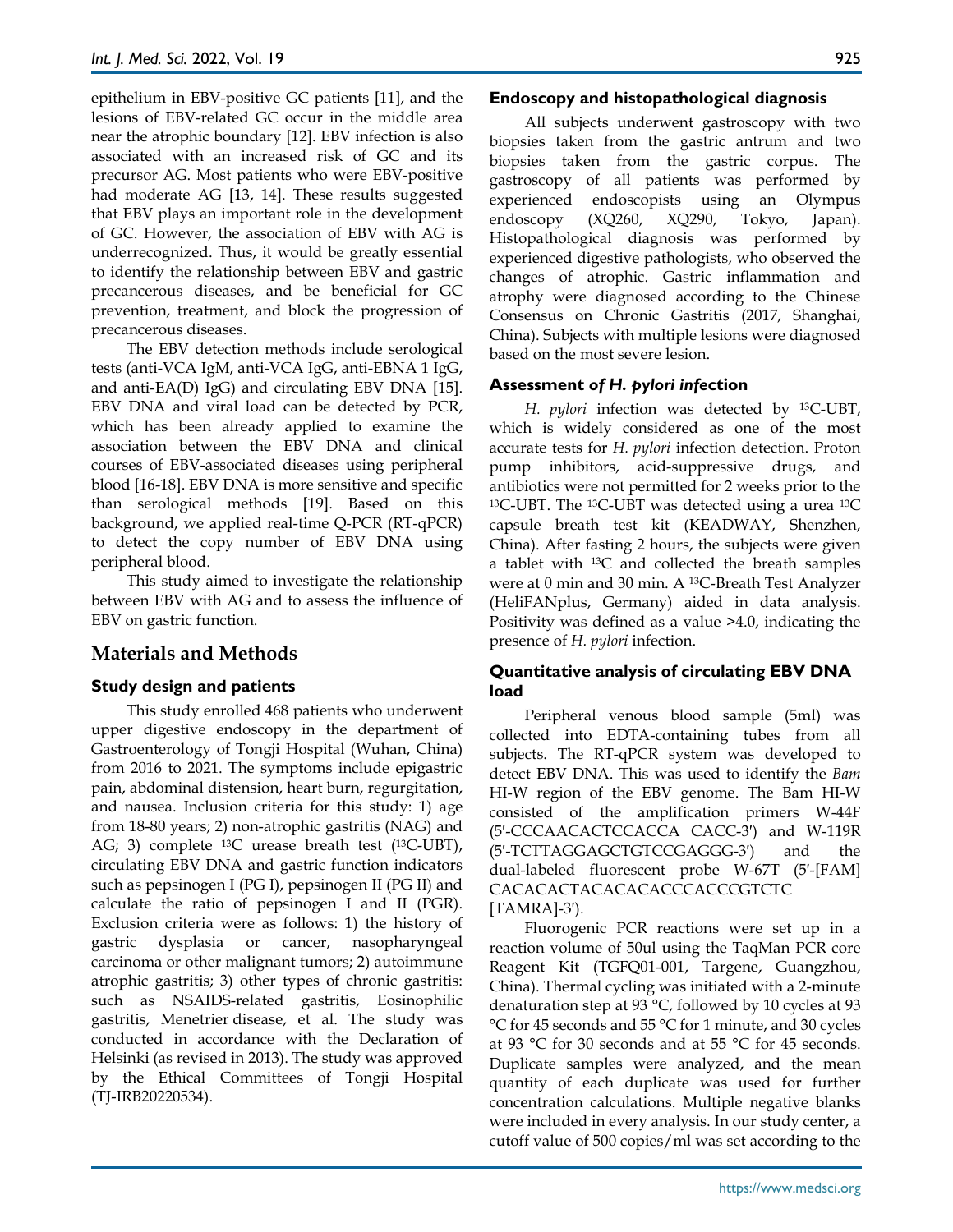epithelium in EBV-positive GC patients [11], and the lesions of EBV-related GC occur in the middle area near the atrophic boundary [12]. EBV infection is also associated with an increased risk of GC and its precursor AG. Most patients who were EBV-positive had moderate AG [13, 14]. These results suggested that EBV plays an important role in the development of GC. However, the association of EBV with AG is underrecognized. Thus, it would be greatly essential to identify the relationship between EBV and gastric precancerous diseases, and be beneficial for GC prevention, treatment, and block the progression of precancerous diseases.

The EBV detection methods include serological tests (anti-VCA IgM, anti-VCA IgG, anti-EBNA 1 IgG, and anti-EA(D) IgG) and circulating EBV DNA [15]. EBV DNA and viral load can be detected by PCR, which has been already applied to examine the association between the EBV DNA and clinical courses of EBV-associated diseases using peripheral blood [16-18]. EBV DNA is more sensitive and specific than serological methods [19]. Based on this background, we applied real-time Q-PCR (RT-qPCR) to detect the copy number of EBV DNA using peripheral blood.

This study aimed to investigate the relationship between EBV with AG and to assess the influence of EBV on gastric function.

## Materials and Methods

### Study design and patients

This study enrolled 468 patients who underwent upper digestive endoscopy in the department of Gastroenterology of Tongji Hospital (Wuhan, China) from 2016 to 2021. The symptoms include epigastric pain, abdominal distension, heart burn, regurgitation, and nausea. Inclusion criteria for this study: 1) age from 18-80 years; 2) non-atrophic gastritis (NAG) and AG; 3) complete $^{13}$C urease breath test ($^{13}$C-UBT), circulating EBV DNA and gastric function indicators such as pepsinogen I (PG I), pepsinogen II (PG II) and calculate the ratio of pepsinogen I and II (PGR). Exclusion criteria were as follows: 1) the history of gastric dysplasia or cancer, nasopharyngeal carcinoma or other malignant tumors; 2) autoimmune atrophic gastritis; 3) other types of chronic gastritis: such as NSAIDS-related gastritis, Eosinophilic gastritis, Menetrier disease, et al. The study was conducted in accordance with the Declaration of Helsinki (as revised in 2013). The study was approved by the Ethical Committees of Tongji Hospital (TJ-IRB20220534).

### Endoscopy and histopathological diagnosis

All subjects underwent gastroscopy with two biopsies taken from the gastric antrum and two biopsies taken from the gastric corpus. The gastroscopy of all patients was performed by experienced endoscopists using an Olympus endoscopy (XQ260, XQ290, Tokyo, Japan). Histopathological diagnosis was performed by experienced digestive pathologists, who observed the changes of atrophic. Gastric inflammation and atrophy were diagnosed according to the Chinese Consensus on Chronic Gastritis (2017, Shanghai, China). Subjects with multiple lesions were diagnosed based on the most severe lesion.

### Assessment *of H. pylori inf*ection

*H. pylori* infection was detected by $^{13}$C-UBT, which is widely considered as one of the most accurate tests for *H. pylori* infection detection. Proton pump inhibitors, acid-suppressive drugs, and antibiotics were not permitted for 2 weeks prior to the $^{13}$C-UBT. The $^{13}$C-UBT was detected using a urea $^{13}$C capsule breath test kit (KEADWAY, Shenzhen, China). After fasting 2 hours, the subjects were given a tablet with $^{13}$C and collected the breath samples were at 0 min and 30 min. A $^{13}$C-Breath Test Analyzer (HeliFANplus, Germany) aided in data analysis. Positivity was defined as a value >4.0, indicating the presence of *H. pylori* infection.

### Quantitative analysis of circulating EBV DNA load

Peripheral venous blood sample (5ml) was collected into EDTA-containing tubes from all subjects. The RT-qPCR system was developed to detect EBV DNA. This was used to identify the *Bam* HI-W region of the EBV genome. The Bam HI-W consisted of the amplification primers W-44F (5′-CCCAACACTCCACCA CACC-3′) and W-119R (5′-TCTTAGGAGCTGTCCGAGGG-3′) and the dual-labeled fluorescent probe W-67T (5′-[FAM] CACACACTACACACACCCACCCGTCTC [TAMRA]-3′).

Fluorogenic PCR reactions were set up in a reaction volume of 50ul using the TaqMan PCR core Reagent Kit (TGFQ01-001, Targene, Guangzhou, China). Thermal cycling was initiated with a 2-minute denaturation step at 93 °C, followed by 10 cycles at 93 °C for 45 seconds and 55 °C for 1 minute, and 30 cycles at 93 °C for 30 seconds and at 55 °C for 45 seconds. Duplicate samples were analyzed, and the mean quantity of each duplicate was used for further concentration calculations. Multiple negative blanks were included in every analysis. In our study center, a cutoff value of 500 copies/ml was set according to the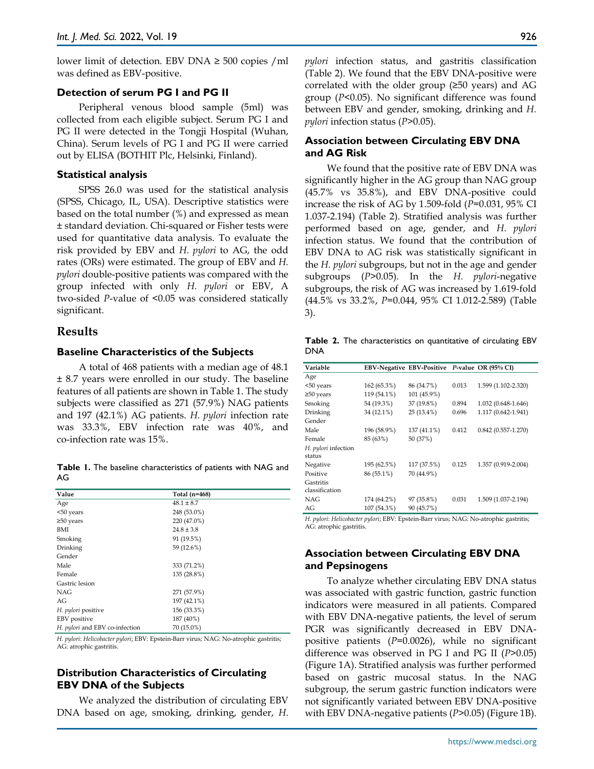lower limit of detection. EBV DNA ≥ 500 copies /ml was defined as EBV-positive.

### Detection of serum PG I and PG II

Peripheral venous blood sample (5ml) was collected from each eligible subject. Serum PG I and PG II were detected in the Tongji Hospital (Wuhan, China). Serum levels of PG I and PG II were carried out by ELISA (BOTHIT Plc, Helsinki, Finland).

### Statistical analysis

SPSS 26.0 was used for the statistical analysis (SPSS, Chicago, IL, USA). Descriptive statistics were based on the total number (%) and expressed as mean ± standard deviation. Chi-squared or Fisher tests were used for quantitative data analysis. To evaluate the risk provided by EBV and *H. pylori* to AG, the odd rates (ORs) were estimated. The group of EBV and *H. pylori* double-positive patients was compared with the group infected with only *H. pylori* or EBV, A two-sided *P*-value of <0.05 was considered statically significant.

## Results

### Baseline Characteristics of the Subjects

A total of 468 patients with a median age of 48.1 ± 8.7 years were enrolled in our study. The baseline features of all patients are shown in Table 1. The study subjects were classified as 271 (57.9%) NAG patients and 197 (42.1%) AG patients. *H. pylori* infection rate was 33.3%, EBV infection rate was 40%, and co-infection rate was 15%.

**Table 1.** The baseline characteristics of patients with NAG and AG

| Value | Total (n=468) |
|---|---|
| Age | 48.1 ± 8.7 |
| <50 years | 248 (53.0%) |
| ≥50 years | 220 (47.0%) |
| BMI | 24.8 ± 3.8 |
| Smoking | 91 (19.5%) |
| Drinking | 59 (12.6%) |
| Gender | |
| Male | 333 (71.2%) |
| Female | 135 (28.8%) |
| Gastric lesion | |
| NAG | 271 (57.9%) |
| AG | 197 (42.1%) |
| *H. pylori* positive | 156 (33.3%) |
| EBV positive | 187 (40%) |
| *H. pylori* and EBV co-infection | 70 (15.0%) |

*H. pylori*: *Helicobacter pylori*; EBV: Epstein-Barr virus; NAG: No-atrophic gastritis; AG: atrophic gastritis.

### Distribution Characteristics of Circulating EBV DNA of the Subjects

We analyzed the distribution of circulating EBV DNA based on age, smoking, drinking, gender, *H. pylori* infection status, and gastritis classification (Table 2). We found that the EBV DNA-positive were correlated with the older group (≥50 years) and AG group (*P*<0.05). No significant difference was found between EBV and gender, smoking, drinking and *H. pylori* infection status (*P*>0.05).

### Association between Circulating EBV DNA and AG Risk

We found that the positive rate of EBV DNA was significantly higher in the AG group than NAG group (45.7% vs 35.8%), and EBV DNA-positive could increase the risk of AG by 1.509-fold (*P*=0.031, 95% CI 1.037-2.194) (Table 2). Stratified analysis was further performed based on age, gender, and *H. pylori* infection status. We found that the contribution of EBV DNA to AG risk was statistically significant in the *H. pylori* subgroups, but not in the age and gender subgroups (*P*>0.05). In the *H. pylori*-negative subgroups, the risk of AG was increased by 1.619-fold (44.5% vs 33.2%, *P*=0.044, 95% CI 1.012-2.589) (Table 3).

**Table 2.** The characteristics on quantitative of circulating EBV DNA

| Variable | EBV-Negative | EBV-Positive | *P*-value | OR (95% CI) |
|---|---|---|---|---|
| Age | | | | |
| <50 years | 162 (65.3%) | 86 (34.7%) | 0.013 | 1.599 (1.102-2.320) |
| ≥50 years | 119 (54.1%) | 101 (45.9%) | | |
| Smoking | 54 (19.3%) | 37 (19.8%) | 0.894 | 1.032 (0.648-1.646) |
| Drinking | 34 (12.1%) | 25 (13.4%) | 0.696 | 1.117 (0.642-1.941) |
| Gender | | | | |
| Male | 196 (58.9%) | 137 (41.1%) | 0.412 | 0.842 (0.557-1.270) |
| Female | 85 (63%) | 50 (37%) | | |
| *H. pylori* infection status | | | | |
| Negative | 195 (62.5%) | 117 (37.5%) | 0.125 | 1.357 (0.919-2.004) |
| Positive | 86 (55.1%) | 70 (44.9%) | | |
| Gastritis classification | | | | |
| NAG | 174 (64.2%) | 97 (35.8%) | 0.031 | 1.509 (1.037-2.194) |
| AG | 107 (54.3%) | 90 (45.7%) | | |

*H. pylori*: *Helicobacter pylori*; EBV: Epstein-Barr virus; NAG: No-atrophic gastritis; AG: atrophic gastritis.

### Association between Circulating EBV DNA and Pepsinogens

To analyze whether circulating EBV DNA status was associated with gastric function, gastric function indicators were measured in all patients. Compared with EBV DNA-negative patients, the level of serum PGR was significantly decreased in EBV DNA-positive patients (*P*=0.0026), while no significant difference was observed in PG I and PG II (*P*>0.05) (Figure 1A). Stratified analysis was further performed based on gastric mucosal status. In the NAG subgroup, the serum gastric function indicators were not significantly variated between EBV DNA-positive with EBV DNA-negative patients (*P*>0.05) (Figure 1B).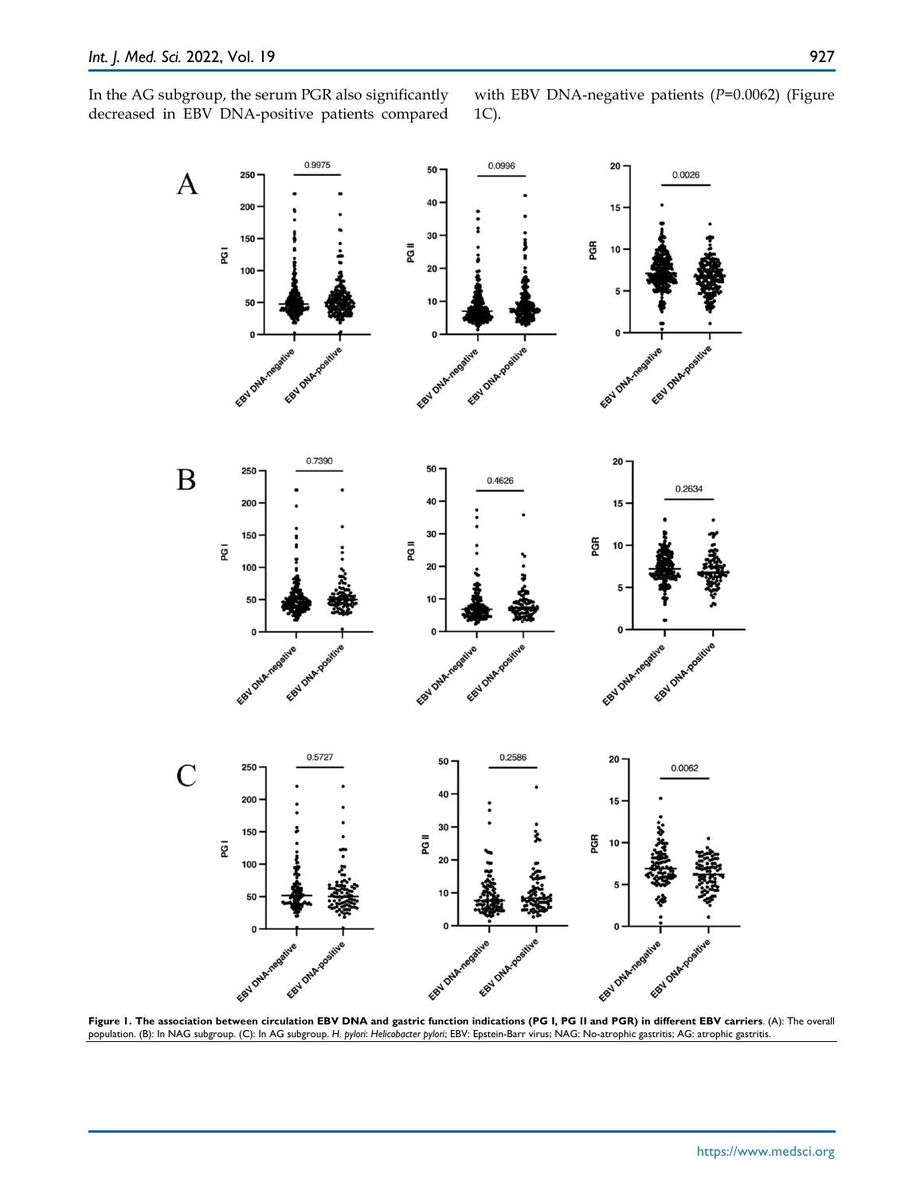In the AG subgroup, the serum PGR also significantly decreased in EBV DNA-positive patients compared with EBV DNA-negative patients (*P*=0.0062) (Figure 1C).

**Figure 1. The association between circulation EBV DNA and gastric function indications (PG I, PG II and PGR) in different EBV carriers**. (A): The overall population. (B): In NAG subgroup. (C): In AG subgroup. *H. pylori*: *Helicobacter pylori*; EBV: Epstein-Barr virus; NAG: No-atrophic gastritis; AG: atrophic gastritis.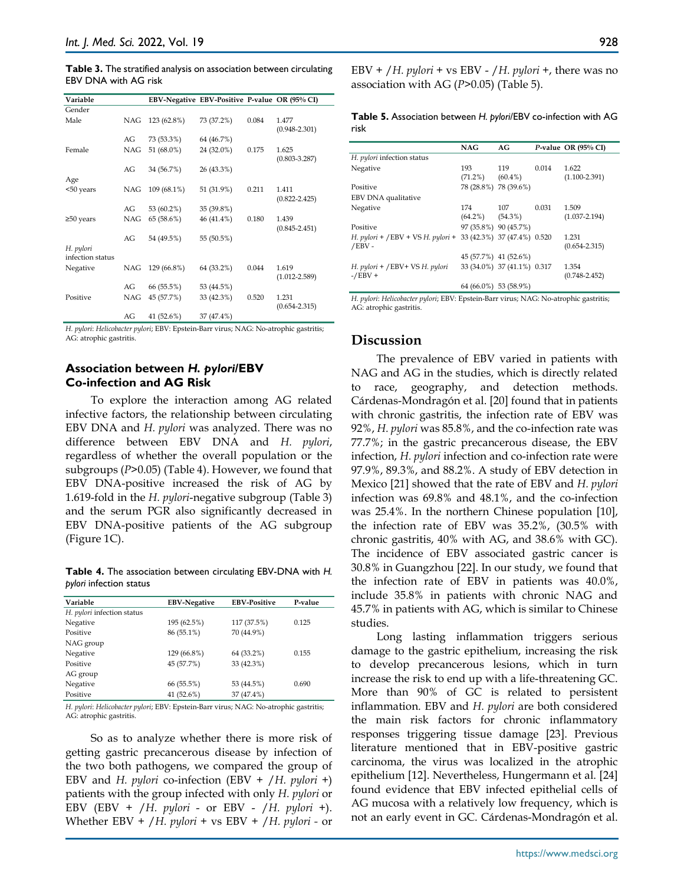**Table 3.** The stratified analysis on association between circulating EBV DNA with AG risk

| Variable | | EBV-Negative | EBV-Positive | P-value | OR (95% CI) |
|---|---|---|---|---|---|
| Gender | | | | | |
| Male | NAG | 123 (62.8%) | 73 (37.2%) | 0.084 | 1.477 (0.948-2.301) |
| | AG | 73 (53.3%) | 64 (46.7%) | | |
| Female | NAG | 51 (68.0%) | 24 (32.0%) | 0.175 | 1.625 (0.803-3.287) |
| | AG | 34 (56.7%) | 26 (43.3%) | | |
| Age | | | | | |
| <50 years | NAG | 109 (68.1%) | 51 (31.9%) | 0.211 | 1.411 (0.822-2.425) |
| | AG | 53 (60.2%) | 35 (39.8%) | | |
| ≥50 years | NAG | 65 (58.6%) | 46 (41.4%) | 0.180 | 1.439 (0.845-2.451) |
| | AG | 54 (49.5%) | 55 (50.5%) | | |
| *H. pylori* infection status | | | | | |
| Negative | NAG | 129 (66.8%) | 64 (33.2%) | 0.044 | 1.619 (1.012-2.589) |
| | AG | 66 (55.5%) | 53 (44.5%) | | |
| Positive | NAG | 45 (57.7%) | 33 (42.3%) | 0.520 | 1.231 (0.654-2.315) |
| | AG | 41 (52.6%) | 37 (47.4%) | | |

*H. pylori*: *Helicobacter pylori*; EBV: Epstein-Barr virus; NAG: No-atrophic gastritis; AG: atrophic gastritis.

### Association between *H. pylori*/EBV Co-infection and AG Risk

To explore the interaction among AG related infective factors, the relationship between circulating EBV DNA and *H. pylori* was analyzed. There was no difference between EBV DNA and *H. pylori*, regardless of whether the overall population or the subgroups ($P$>0.05) (Table 4). However, we found that EBV DNA-positive increased the risk of AG by 1.619-fold in the *H. pylori*-negative subgroup (Table 3) and the serum PGR also significantly decreased in EBV DNA-positive patients of the AG subgroup (Figure 1C).

**Table 4.** The association between circulating EBV-DNA with *H. pylori* infection status

| Variable | EBV-Negative | EBV-Positive | P-value |
|---|---|---|---|
| *H. pylori* infection status | | | |
| Negative | 195 (62.5%) | 117 (37.5%) | 0.125 |
| Positive | 86 (55.1%) | 70 (44.9%) | |
| NAG group | | | |
| Negative | 129 (66.8%) | 64 (33.2%) | 0.155 |
| Positive | 45 (57.7%) | 33 (42.3%) | |
| AG group | | | |
| Negative | 66 (55.5%) | 53 (44.5%) | 0.690 |
| Positive | 41 (52.6%) | 37 (47.4%) | |

*H. pylori*: *Helicobacter pylori*; EBV: Epstein-Barr virus; NAG: No-atrophic gastritis; AG: atrophic gastritis.

So as to analyze whether there is more risk of getting gastric precancerous disease by infection of the two both pathogens, we compared the group of EBV and *H. pylori* co-infection (EBV + /*H. pylori* +) patients with the group infected with only *H. pylori* or EBV (EBV + /*H. pylori* - or EBV - /*H. pylori* +). Whether EBV + /*H. pylori* + vs EBV + /*H. pylori* - or EBV + /*H. pylori* + vs EBV - /*H. pylori* +, there was no association with AG ($P$>0.05) (Table 5).

**Table 5.** Association between *H. pylori*/EBV co-infection with AG risk

| | NAG | AG | *P*-value | OR (95% CI) |
|---|---|---|---|---|
| *H. pylori* infection status | | | | |
| Negative | 193 (71.2%) | 119 (60.4%) | 0.014 | 1.622 (1.100-2.391) |
| Positive | 78 (28.8%) | 78 (39.6%) | | |
| EBV DNA qualitative | | | | |
| Negative | 174 (64.2%) | 107 (54.3%) | 0.031 | 1.509 (1.037-2.194) |
| Positive | 97 (35.8%) | 90 (45.7%) | | |
| *H. pylori* + /EBV + VS *H. pylori* + /EBV - | 33 (42.3%) | 37 (47.4%) | 0.520 | 1.231 (0.654-2.315) |
| | 45 (57.7%) | 41 (52.6%) | | |
| *H. pylori* + /EBV+ VS *H. pylori* -/EBV + | 33 (34.0%) | 37 (41.1%) | 0.317 | 1.354 (0.748-2.452) |
| | 64 (66.0%) | 53 (58.9%) | | |

*H. pylori*: *Helicobacter pylori*; EBV: Epstein-Barr virus; NAG: No-atrophic gastritis; AG: atrophic gastritis.

## Discussion

The prevalence of EBV varied in patients with NAG and AG in the studies, which is directly related to race, geography, and detection methods. Cárdenas-Mondragón et al. [20] found that in patients with chronic gastritis, the infection rate of EBV was 92%, *H. pylori* was 85.8%, and the co-infection rate was 77.7%; in the gastric precancerous disease, the EBV infection, *H. pylori* infection and co-infection rate were 97.9%, 89.3%, and 88.2%. A study of EBV detection in Mexico [21] showed that the rate of EBV and *H. pylori* infection was 69.8% and 48.1%, and the co-infection was 25.4%. In the northern Chinese population [10], the infection rate of EBV was 35.2%, (30.5% with chronic gastritis, 40% with AG, and 38.6% with GC). The incidence of EBV associated gastric cancer is 30.8% in Guangzhou [22]. In our study, we found that the infection rate of EBV in patients was 40.0%, include 35.8% in patients with chronic NAG and 45.7% in patients with AG, which is similar to Chinese studies.

Long lasting inflammation triggers serious damage to the gastric epithelium, increasing the risk to develop precancerous lesions, which in turn increase the risk to end up with a life-threatening GC. More than 90% of GC is related to persistent inflammation. EBV and *H. pylori* are both considered the main risk factors for chronic inflammatory responses triggering tissue damage [23]. Previous literature mentioned that in EBV-positive gastric carcinoma, the virus was localized in the atrophic epithelium [12]. Nevertheless, Hungermann et al. [24] found evidence that EBV infected epithelial cells of AG mucosa with a relatively low frequency, which is not an early event in GC. Cárdenas-Mondragón et al.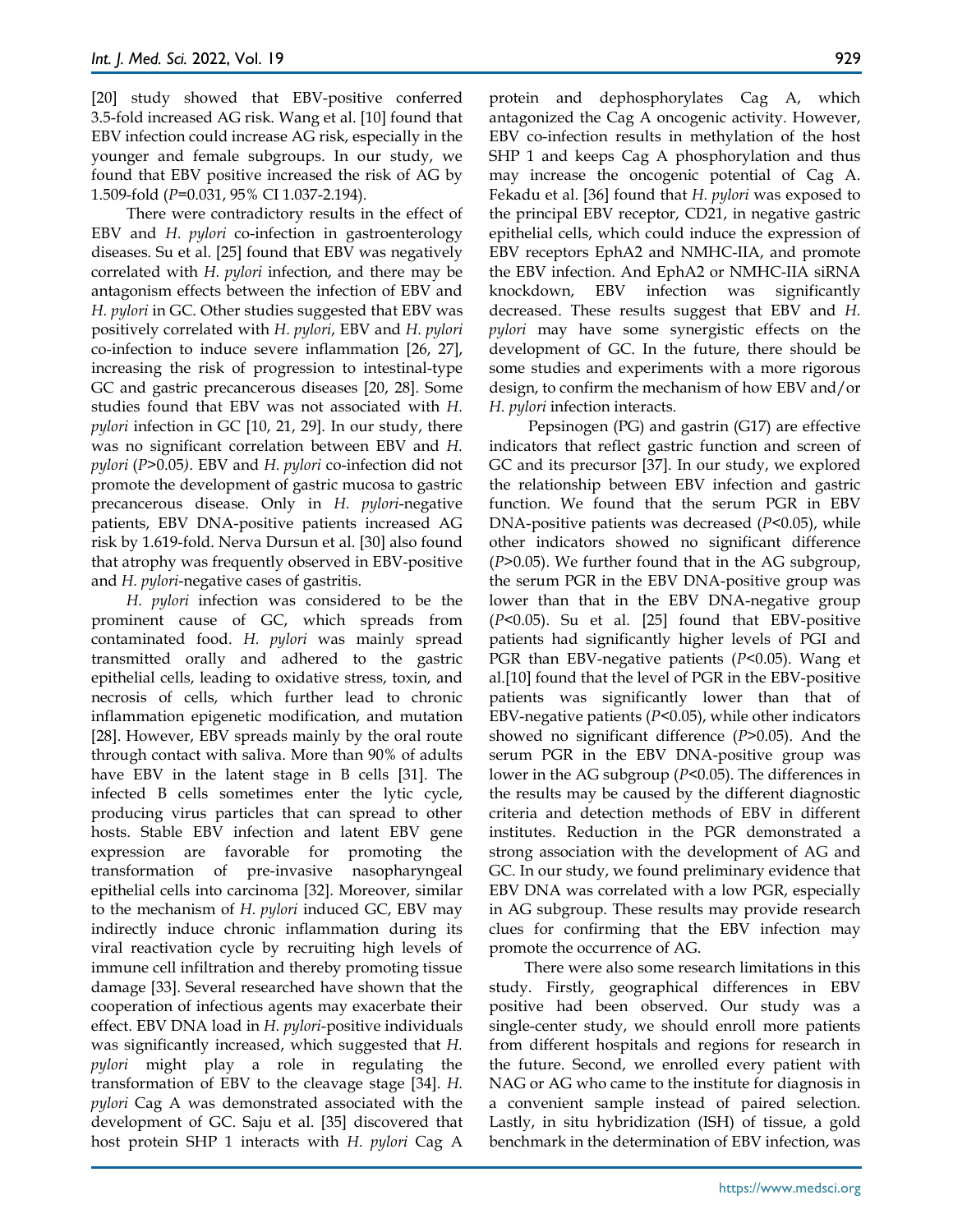[20] study showed that EBV-positive conferred 3.5-fold increased AG risk. Wang et al. [10] found that EBV infection could increase AG risk, especially in the younger and female subgroups. In our study, we found that EBV positive increased the risk of AG by 1.509-fold ($P$=0.031, 95% CI 1.037-2.194).

There were contradictory results in the effect of EBV and *H. pylori* co-infection in gastroenterology diseases. Su et al. [25] found that EBV was negatively correlated with *H. pylori* infection, and there may be antagonism effects between the infection of EBV and *H. pylori* in GC. Other studies suggested that EBV was positively correlated with *H. pylori*, EBV and *H. pylori* co-infection to induce severe inflammation [26, 27], increasing the risk of progression to intestinal-type GC and gastric precancerous diseases [20, 28]. Some studies found that EBV was not associated with *H. pylori* infection in GC [10, 21, 29]. In our study, there was no significant correlation between EBV and *H. pylori* ($P$>0.05). EBV and *H. pylori* co-infection did not promote the development of gastric mucosa to gastric precancerous disease. Only in *H. pylori*-negative patients, EBV DNA-positive patients increased AG risk by 1.619-fold. Nerva Dursun et al. [30] also found that atrophy was frequently observed in EBV-positive and *H. pylori*-negative cases of gastritis.

*H. pylori* infection was considered to be the prominent cause of GC, which spreads from contaminated food. *H. pylori* was mainly spread transmitted orally and adhered to the gastric epithelial cells, leading to oxidative stress, toxin, and necrosis of cells, which further lead to chronic inflammation epigenetic modification, and mutation [28]. However, EBV spreads mainly by the oral route through contact with saliva. More than 90% of adults have EBV in the latent stage in B cells [31]. The infected B cells sometimes enter the lytic cycle, producing virus particles that can spread to other hosts. Stable EBV infection and latent EBV gene expression are favorable for promoting the transformation of pre-invasive nasopharyngeal epithelial cells into carcinoma [32]. Moreover, similar to the mechanism of *H. pylori* induced GC, EBV may indirectly induce chronic inflammation during its viral reactivation cycle by recruiting high levels of immune cell infiltration and thereby promoting tissue damage [33]. Several researched have shown that the cooperation of infectious agents may exacerbate their effect. EBV DNA load in *H. pylori*-positive individuals was significantly increased, which suggested that *H. pylori* might play a role in regulating the transformation of EBV to the cleavage stage [34]. *H. pylori* Cag A was demonstrated associated with the development of GC. Saju et al. [35] discovered that host protein SHP 1 interacts with *H. pylori* Cag A protein and dephosphorylates Cag A, which antagonized the Cag A oncogenic activity. However, EBV co-infection results in methylation of the host SHP 1 and keeps Cag A phosphorylation and thus may increase the oncogenic potential of Cag A. Fekadu et al. [36] found that *H. pylori* was exposed to the principal EBV receptor, CD21, in negative gastric epithelial cells, which could induce the expression of EBV receptors EphA2 and NMHC-IIA, and promote the EBV infection. And EphA2 or NMHC-IIA siRNA knockdown, EBV infection was significantly decreased. These results suggest that EBV and *H. pylori* may have some synergistic effects on the development of GC. In the future, there should be some studies and experiments with a more rigorous design, to confirm the mechanism of how EBV and/or *H. pylori* infection interacts.

Pepsinogen (PG) and gastrin (G17) are effective indicators that reflect gastric function and screen of GC and its precursor [37]. In our study, we explored the relationship between EBV infection and gastric function. We found that the serum PGR in EBV DNA-positive patients was decreased ($P$<0.05), while other indicators showed no significant difference ($P$>0.05). We further found that in the AG subgroup, the serum PGR in the EBV DNA-positive group was lower than that in the EBV DNA-negative group ($P$<0.05). Su et al. [25] found that EBV-positive patients had significantly higher levels of PGI and PGR than EBV-negative patients ($P$<0.05). Wang et al.[10] found that the level of PGR in the EBV-positive patients was significantly lower than that of EBV-negative patients ($P$<0.05), while other indicators showed no significant difference ($P$>0.05). And the serum PGR in the EBV DNA-positive group was lower in the AG subgroup ($P$<0.05). The differences in the results may be caused by the different diagnostic criteria and detection methods of EBV in different institutes. Reduction in the PGR demonstrated a strong association with the development of AG and GC. In our study, we found preliminary evidence that EBV DNA was correlated with a low PGR, especially in AG subgroup. These results may provide research clues for confirming that the EBV infection may promote the occurrence of AG.

There were also some research limitations in this study. Firstly, geographical differences in EBV positive had been observed. Our study was a single-center study, we should enroll more patients from different hospitals and regions for research in the future. Second, we enrolled every patient with NAG or AG who came to the institute for diagnosis in a convenient sample instead of paired selection. Lastly, in situ hybridization (ISH) of tissue, a gold benchmark in the determination of EBV infection, was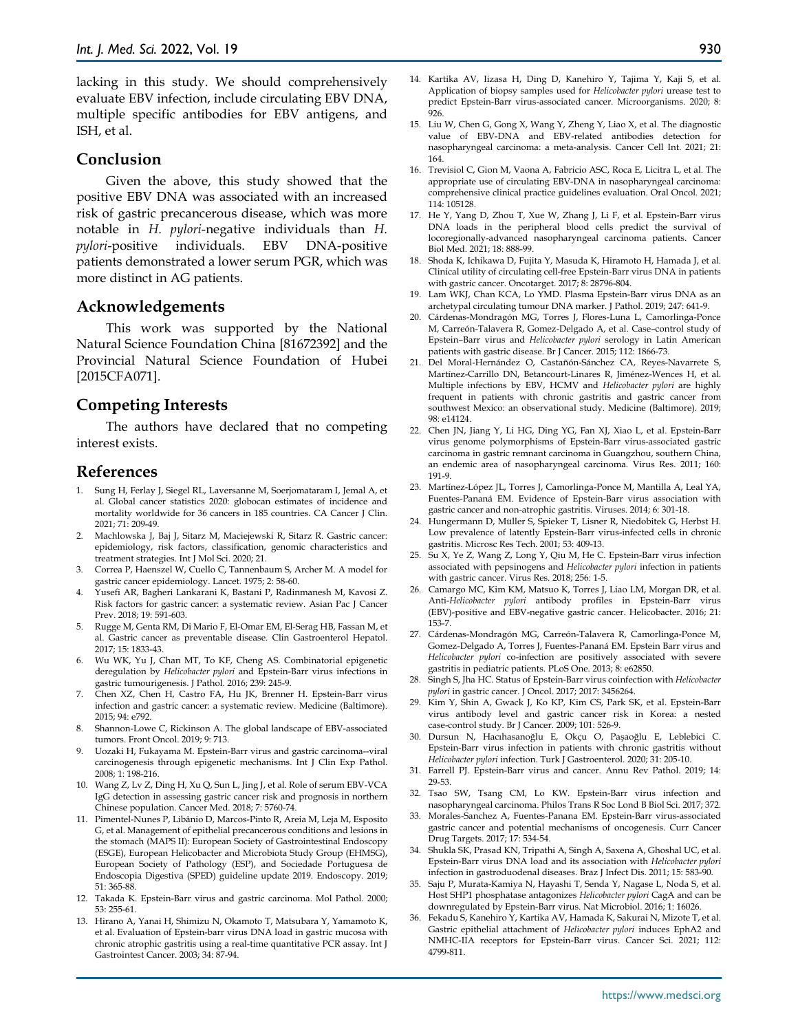lacking in this study. We should comprehensively evaluate EBV infection, include circulating EBV DNA, multiple specific antibodies for EBV antigens, and ISH, et al.

## Conclusion

Given the above, this study showed that the positive EBV DNA was associated with an increased risk of gastric precancerous disease, which was more notable in *H. pylori*-negative individuals than *H. pylori*-positive individuals. EBV DNA-positive patients demonstrated a lower serum PGR, which was more distinct in AG patients.

## Acknowledgements

This work was supported by the National Natural Science Foundation China [81672392] and the Provincial Natural Science Foundation of Hubei [2015CFA071].

## Competing Interests

The authors have declared that no competing interest exists.

## References

1. Sung H, Ferlay J, Siegel RL, Laversanne M, Soerjomataram I, Jemal A, et al. Global cancer statistics 2020: globocan estimates of incidence and mortality worldwide for 36 cancers in 185 countries. CA Cancer J Clin. 2021; 71: 209-49.
2. Machlowska J, Baj J, Sitarz M, Maciejewski R, Sitarz R. Gastric cancer: epidemiology, risk factors, classification, genomic characteristics and treatment strategies. Int J Mol Sci. 2020; 21.
3. Correa P, Haenszel W, Cuello C, Tannenbaum S, Archer M. A model for gastric cancer epidemiology. Lancet. 1975; 2: 58-60.
4. Yusefi AR, Bagheri Lankarani K, Bastani P, Radinmanesh M, Kavosi Z. Risk factors for gastric cancer: a systematic review. Asian Pac J Cancer Prev. 2018; 19: 591-603.
5. Rugge M, Genta RM, Di Mario F, El-Omar EM, El-Serag HB, Fassan M, et al. Gastric cancer as preventable disease. Clin Gastroenterol Hepatol. 2017; 15: 1833-43.
6. Wu WK, Yu J, Chan MT, To KF, Cheng AS. Combinatorial epigenetic deregulation by *Helicobacter pylori* and Epstein-Barr virus infections in gastric tumourigenesis. J Pathol. 2016; 239: 245-9.
7. Chen XZ, Chen H, Castro FA, Hu JK, Brenner H. Epstein-Barr virus infection and gastric cancer: a systematic review. Medicine (Baltimore). 2015; 94: e792.
8. Shannon-Lowe C, Rickinson A. The global landscape of EBV-associated tumors. Front Oncol. 2019; 9: 713.
9. Uozaki H, Fukayama M. Epstein-Barr virus and gastric carcinoma--viral carcinogenesis through epigenetic mechanisms. Int J Clin Exp Pathol. 2008; 1: 198-216.
10. Wang Z, Lv Z, Ding H, Xu Q, Sun L, Jing J, et al. Role of serum EBV-VCA IgG detection in assessing gastric cancer risk and prognosis in northern Chinese population. Cancer Med. 2018; 7: 5760-74.
11. Pimentel-Nunes P, Libânio D, Marcos-Pinto R, Areia M, Leja M, Esposito G, et al. Management of epithelial precancerous conditions and lesions in the stomach (MAPS II): European Society of Gastrointestinal Endoscopy (ESGE), European Helicobacter and Microbiota Study Group (EHMSG), European Society of Pathology (ESP), and Sociedade Portuguesa de Endoscopia Digestiva (SPED) guideline update 2019. Endoscopy. 2019; 51: 365-88.
12. Takada K. Epstein-Barr virus and gastric carcinoma. Mol Pathol. 2000; 53: 255-61.
13. Hirano A, Yanai H, Shimizu N, Okamoto T, Matsubara Y, Yamamoto K, et al. Evaluation of Epstein-barr virus DNA load in gastric mucosa with chronic atrophic gastritis using a real-time quantitative PCR assay. Int J Gastrointest Cancer. 2003; 34: 87-94.
14. Kartika AV, Iizasa H, Ding D, Kanehiro Y, Tajima Y, Kaji S, et al. Application of biopsy samples used for *Helicobacter pylori* urease test to predict Epstein-Barr virus-associated cancer. Microorganisms. 2020; 8: 926.
15. Liu W, Chen G, Gong X, Wang Y, Zheng Y, Liao X, et al. The diagnostic value of EBV-DNA and EBV-related antibodies detection for nasopharyngeal carcinoma: a meta-analysis. Cancer Cell Int. 2021; 21: 164.
16. Trevisiol C, Gion M, Vaona A, Fabricio ASC, Roca E, Licitra L, et al. The appropriate use of circulating EBV-DNA in nasopharyngeal carcinoma: comprehensive clinical practice guidelines evaluation. Oral Oncol. 2021; 114: 105128.
17. He Y, Yang D, Zhou T, Xue W, Zhang J, Li F, et al. Epstein-Barr virus DNA loads in the peripheral blood cells predict the survival of locoregionally-advanced nasopharyngeal carcinoma patients. Cancer Biol Med. 2021; 18: 888-99.
18. Shoda K, Ichikawa D, Fujita Y, Masuda K, Hiramoto H, Hamada J, et al. Clinical utility of circulating cell-free Epstein-Barr virus DNA in patients with gastric cancer. Oncotarget. 2017; 8: 28796-804.
19. Lam WKJ, Chan KCA, Lo YMD. Plasma Epstein-Barr virus DNA as an archetypal circulating tumour DNA marker. J Pathol. 2019; 247: 641-9.
20. Cárdenas-Mondragón MG, Torres J, Flores-Luna L, Camorlinga-Ponce M, Carreón-Talavera R, Gomez-Delgado A, et al. Case–control study of Epstein–Barr virus and *Helicobacter pylori* serology in Latin American patients with gastric disease. Br J Cancer. 2015; 112: 1866-73.
21. Del Moral-Hernández O, Castañón-Sánchez CA, Reyes-Navarrete S, Martínez-Carrillo DN, Betancourt-Linares R, Jiménez-Wences H, et al. Multiple infections by EBV, HCMV and *Helicobacter pylori* are highly frequent in patients with chronic gastritis and gastric cancer from southwest Mexico: an observational study. Medicine (Baltimore). 2019; 98: e14124.
22. Chen JN, Jiang Y, Li HG, Ding YG, Fan XJ, Xiao L, et al. Epstein-Barr virus genome polymorphisms of Epstein-Barr virus-associated gastric carcinoma in gastric remnant carcinoma in Guangzhou, southern China, an endemic area of nasopharyngeal carcinoma. Virus Res. 2011; 160: 191-9.
23. Martínez-López JL, Torres J, Camorlinga-Ponce M, Mantilla A, Leal YA, Fuentes-Pananá EM. Evidence of Epstein-Barr virus association with gastric cancer and non-atrophic gastritis. Viruses. 2014; 6: 301-18.
24. Hungermann D, Müller S, Spieker T, Lisner R, Niedobitek G, Herbst H. Low prevalence of latently Epstein-Barr virus-infected cells in chronic gastritis. Microsc Res Tech. 2001; 53: 409-13.
25. Su X, Ye Z, Wang Z, Long Y, Qiu M, He C. Epstein-Barr virus infection associated with pepsinogens and *Helicobacter pylori* infection in patients with gastric cancer. Virus Res. 2018; 256: 1-5.
26. Camargo MC, Kim KM, Matsuo K, Torres J, Liao LM, Morgan DR, et al. Anti-*Helicobacter pylori* antibody profiles in Epstein-Barr virus (EBV)-positive and EBV-negative gastric cancer. Helicobacter. 2016; 21: 153-7.
27. Cárdenas-Mondragón MG, Carreón-Talavera R, Camorlinga-Ponce M, Gomez-Delgado A, Torres J, Fuentes-Pananá EM. Epstein Barr virus and *Helicobacter pylori* co-infection are positively associated with severe gastritis in pediatric patients. PLoS One. 2013; 8: e62850.
28. Singh S, Jha HC. Status of Epstein-Barr virus coinfection with *Helicobacter pylori* in gastric cancer. J Oncol. 2017; 2017: 3456264.
29. Kim Y, Shin A, Gwack J, Ko KP, Kim CS, Park SK, et al. Epstein-Barr virus antibody level and gastric cancer risk in Korea: a nested case-control study. Br J Cancer. 2009; 101: 526-9.
30. Dursun N, Hacıhasanoğlu E, Okçu O, Paşaoğlu E, Leblebici C. Epstein-Barr virus infection in patients with chronic gastritis without *Helicobacter pylori* infection. Turk J Gastroenterol. 2020; 31: 205-10.
31. Farrell PJ. Epstein-Barr virus and cancer. Annu Rev Pathol. 2019; 14: 29-53.
32. Tsao SW, Tsang CM, Lo KW. Epstein-Barr virus infection and nasopharyngeal carcinoma. Philos Trans R Soc Lond B Biol Sci. 2017; 372.
33. Morales-Sanchez A, Fuentes-Panana EM. Epstein-Barr virus-associated gastric cancer and potential mechanisms of oncogenesis. Curr Cancer Drug Targets. 2017; 17: 534-54.
34. Shukla SK, Prasad KN, Tripathi A, Singh A, Saxena A, Ghoshal UC, et al. Epstein-Barr virus DNA load and its association with *Helicobacter pylori* infection in gastroduodenal diseases. Braz J Infect Dis. 2011; 15: 583-90.
35. Saju P, Murata-Kamiya N, Hayashi T, Senda Y, Nagase L, Noda S, et al. Host SHP1 phosphatase antagonizes *Helicobacter pylori* CagA and can be downregulated by Epstein-Barr virus. Nat Microbiol. 2016; 1: 16026.
36. Fekadu S, Kanehiro Y, Kartika AV, Hamada K, Sakurai N, Mizote T, et al. Gastric epithelial attachment of *Helicobacter pylori* induces EphA2 and NMHC-IIA receptors for Epstein-Barr virus. Cancer Sci. 2021; 112: 4799-811.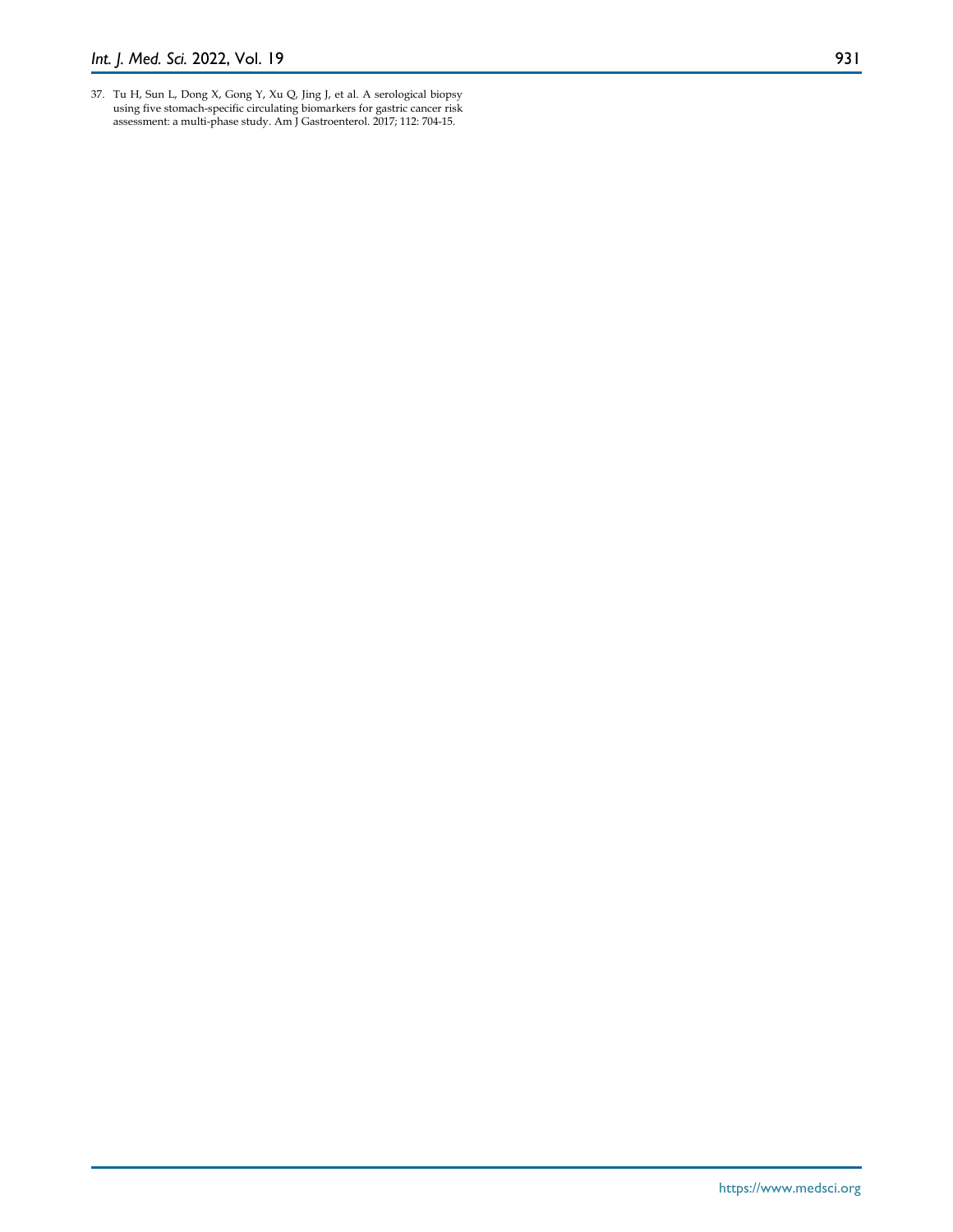37. Tu H, Sun L, Dong X, Gong Y, Xu Q, Jing J, et al. A serological biopsy using five stomach-specific circulating biomarkers for gastric cancer risk assessment: a multi-phase study. Am J Gastroenterol. 2017; 112: 704-15.